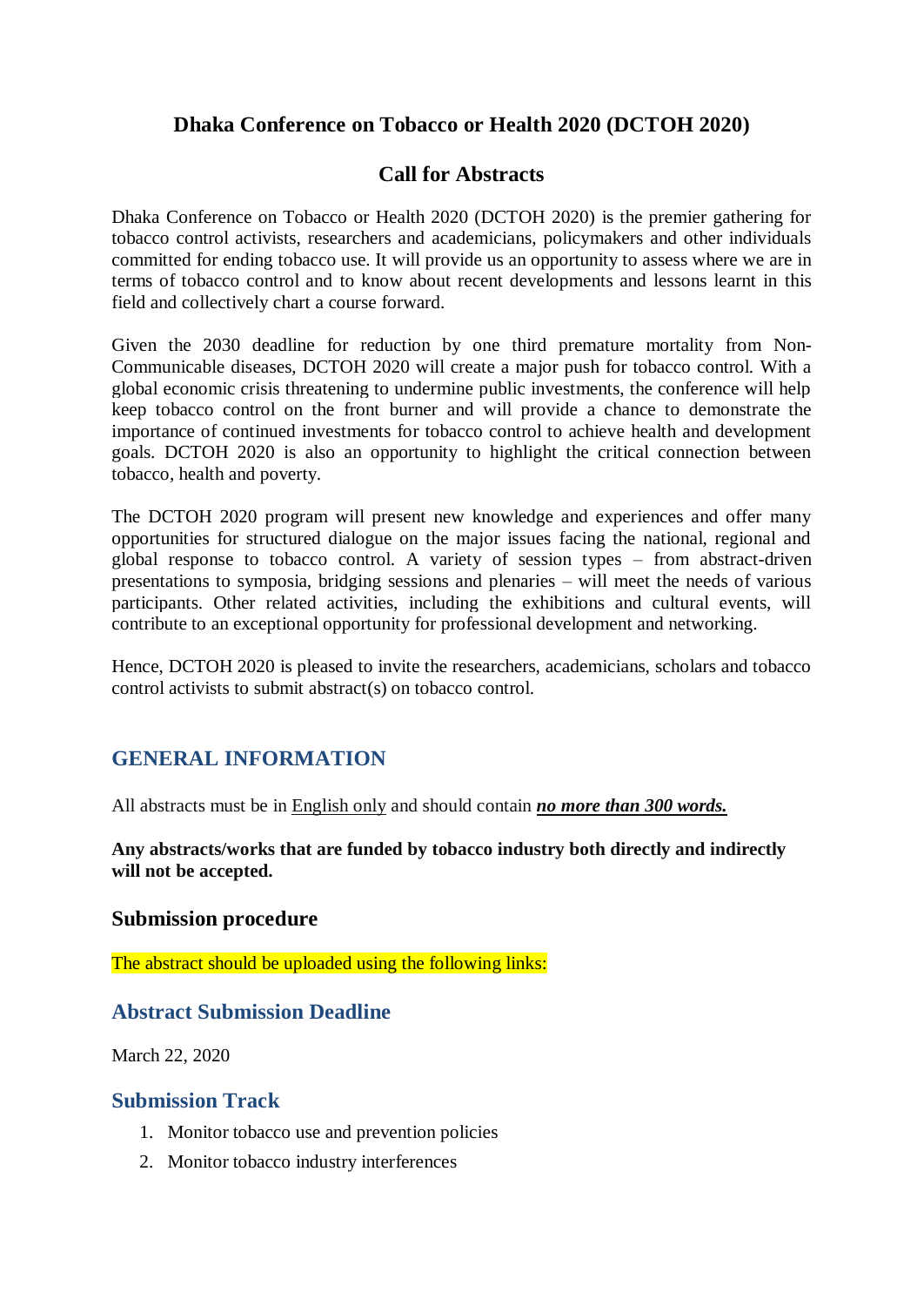# Dhaka Conference on Tobacco or Health 2020 (DCTOH 2020)

## Call for Abstracts

Dhaka Conference on Tobacco or Health 2020 (DCTOH 2020) is the premier gathering for tobacco control activists, researchers and academicians, policymakers and other individuals committed for ending tobacco use. It will provide us an opportunity to assess where we are in terms of tobacco control and to know about recent developments and lessons learnt in this field and collectively chart a course forward.

Given the 2030 deadline for reduction by one third premature mortality from Non-Communicable diseases, DCTOH 2020 will create a major push for tobacco control. With a global economic crisis threatening to undermine public investments, the conference will help keep tobacco control on the front burner and will provide a chance to demonstrate the importance of continued investments for tobacco control to achieve health and development goals. DCTOH 2020 is also an opportunity to highlight the critical connection between tobacco, health and poverty.

The DCTOH 2020 program will present new knowledge and experiences and offer many opportunities for structured dialogue on the major issues facing the national, regional and global response to tobacco control. A variety of session types – from abstract-driven presentations to symposia, bridging sessions and plenaries – will meet the needs of various participants. Other related activities, including the exhibitions and cultural events, will contribute to an exceptional opportunity for professional development and networking.

Hence, DCTOH 2020 is pleased to invite the researchers, academicians, scholars and tobacco control activists to submit abstract(s) on tobacco control.

## GENERAL INFORMATION

All abstracts must be in English only and should contain ***no more than 300 words.***

**Any abstracts/works that are funded by tobacco industry both directly and indirectly will not be accepted.**

### Submission procedure

The abstract should be uploaded using the following links:

### Abstract Submission Deadline

March 22, 2020

### Submission Track

1. Monitor tobacco use and prevention policies
2. Monitor tobacco industry interferences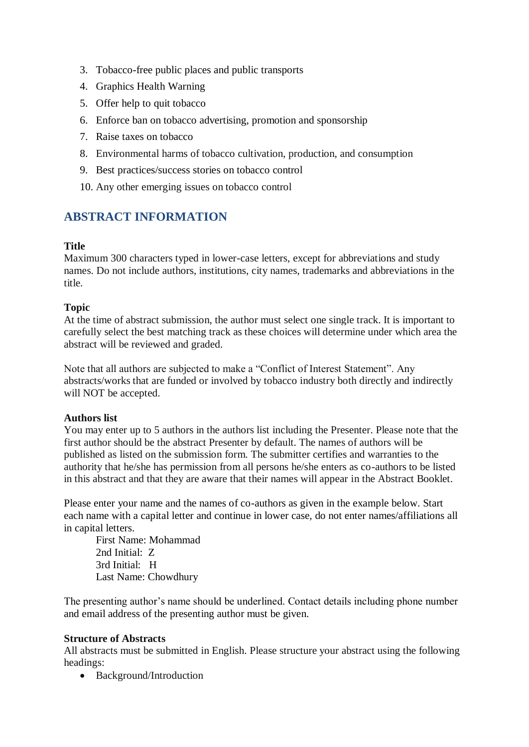3. Tobacco-free public places and public transports
4. Graphics Health Warning
5. Offer help to quit tobacco
6. Enforce ban on tobacco advertising, promotion and sponsorship
7. Raise taxes on tobacco
8. Environmental harms of tobacco cultivation, production, and consumption
9. Best practices/success stories on tobacco control
10. Any other emerging issues on tobacco control

## ABSTRACT INFORMATION

**Title**

Maximum 300 characters typed in lower-case letters, except for abbreviations and study names. Do not include authors, institutions, city names, trademarks and abbreviations in the title.

**Topic**

At the time of abstract submission, the author must select one single track. It is important to carefully select the best matching track as these choices will determine under which area the abstract will be reviewed and graded.

Note that all authors are subjected to make a "Conflict of Interest Statement". Any abstracts/works that are funded or involved by tobacco industry both directly and indirectly will NOT be accepted.

**Authors list**

You may enter up to 5 authors in the authors list including the Presenter. Please note that the first author should be the abstract Presenter by default. The names of authors will be published as listed on the submission form. The submitter certifies and warranties to the authority that he/she has permission from all persons he/she enters as co-authors to be listed in this abstract and that they are aware that their names will appear in the Abstract Booklet.

Please enter your name and the names of co-authors as given in the example below. Start each name with a capital letter and continue in lower case, do not enter names/affiliations all in capital letters.

First Name: Mohammad
2nd Initial: Z
3rd Initial: H
Last Name: Chowdhury

The presenting author's name should be underlined. Contact details including phone number and email address of the presenting author must be given.

**Structure of Abstracts**

All abstracts must be submitted in English. Please structure your abstract using the following headings:

- Background/Introduction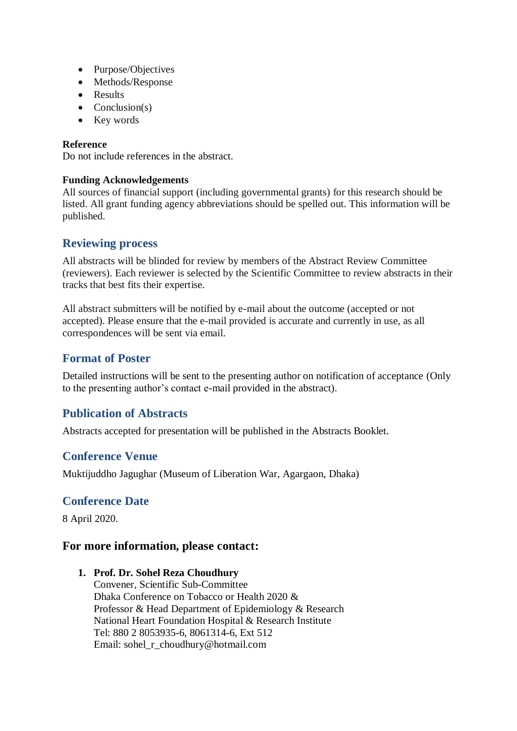- Purpose/Objectives
- Methods/Response
- Results
- Conclusion(s)
- Key words

**Reference**
Do not include references in the abstract.

**Funding Acknowledgements**
All sources of financial support (including governmental grants) for this research should be listed. All grant funding agency abbreviations should be spelled out. This information will be published.

## Reviewing process

All abstracts will be blinded for review by members of the Abstract Review Committee (reviewers). Each reviewer is selected by the Scientific Committee to review abstracts in their tracks that best fits their expertise.

All abstract submitters will be notified by e-mail about the outcome (accepted or not accepted). Please ensure that the e-mail provided is accurate and currently in use, as all correspondences will be sent via email.

## Format of Poster

Detailed instructions will be sent to the presenting author on notification of acceptance (Only to the presenting author's contact e-mail provided in the abstract).

## Publication of Abstracts

Abstracts accepted for presentation will be published in the Abstracts Booklet.

## Conference Venue

Muktijuddho Jagughar (Museum of Liberation War, Agargaon, Dhaka)

## Conference Date

8 April 2020.

### For more information, please contact:

1. **Prof. Dr. Sohel Reza Choudhury**
   Convener, Scientific Sub-Committee
   Dhaka Conference on Tobacco or Health 2020 &
   Professor & Head Department of Epidemiology & Research
   National Heart Foundation Hospital & Research Institute
   Tel: 880 2 8053935-6, 8061314-6, Ext 512
   Email: sohel_r_choudhury@hotmail.com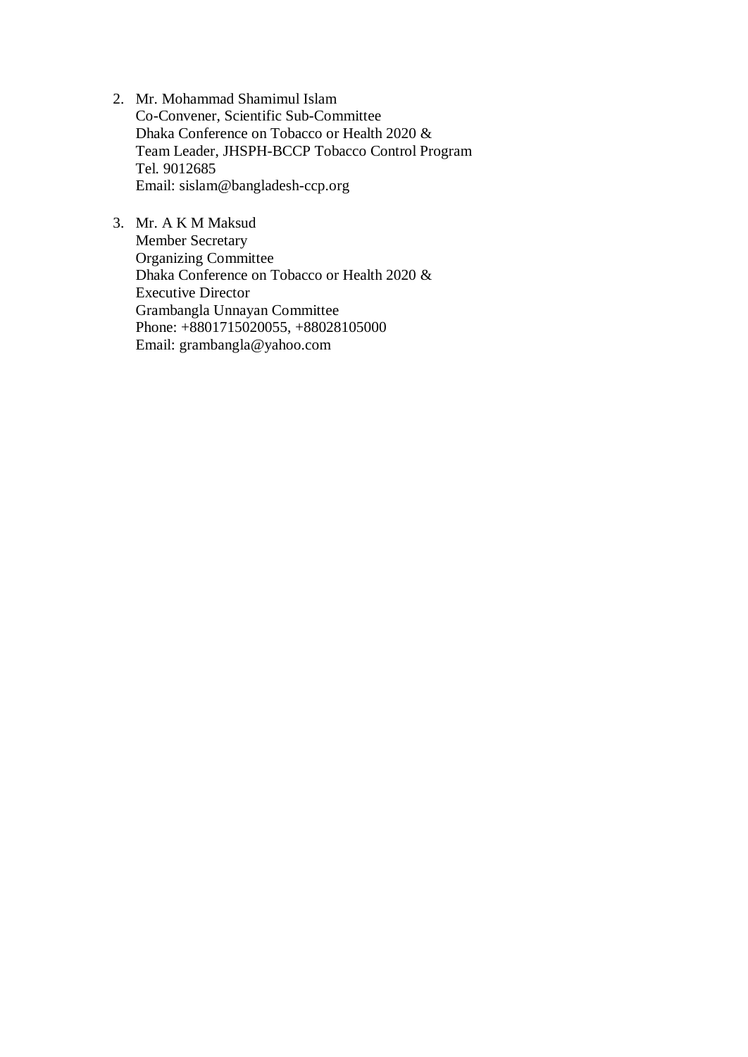2. Mr. Mohammad Shamimul Islam
   Co-Convener, Scientific Sub-Committee
   Dhaka Conference on Tobacco or Health 2020 &
   Team Leader, JHSPH-BCCP Tobacco Control Program
   Tel. 9012685
   Email: sislam@bangladesh-ccp.org

3. Mr. A K M Maksud
   Member Secretary
   Organizing Committee
   Dhaka Conference on Tobacco or Health 2020 &
   Executive Director
   Grambangla Unnayan Committee
   Phone: +8801715020055, +88028105000
   Email: grambangla@yahoo.com